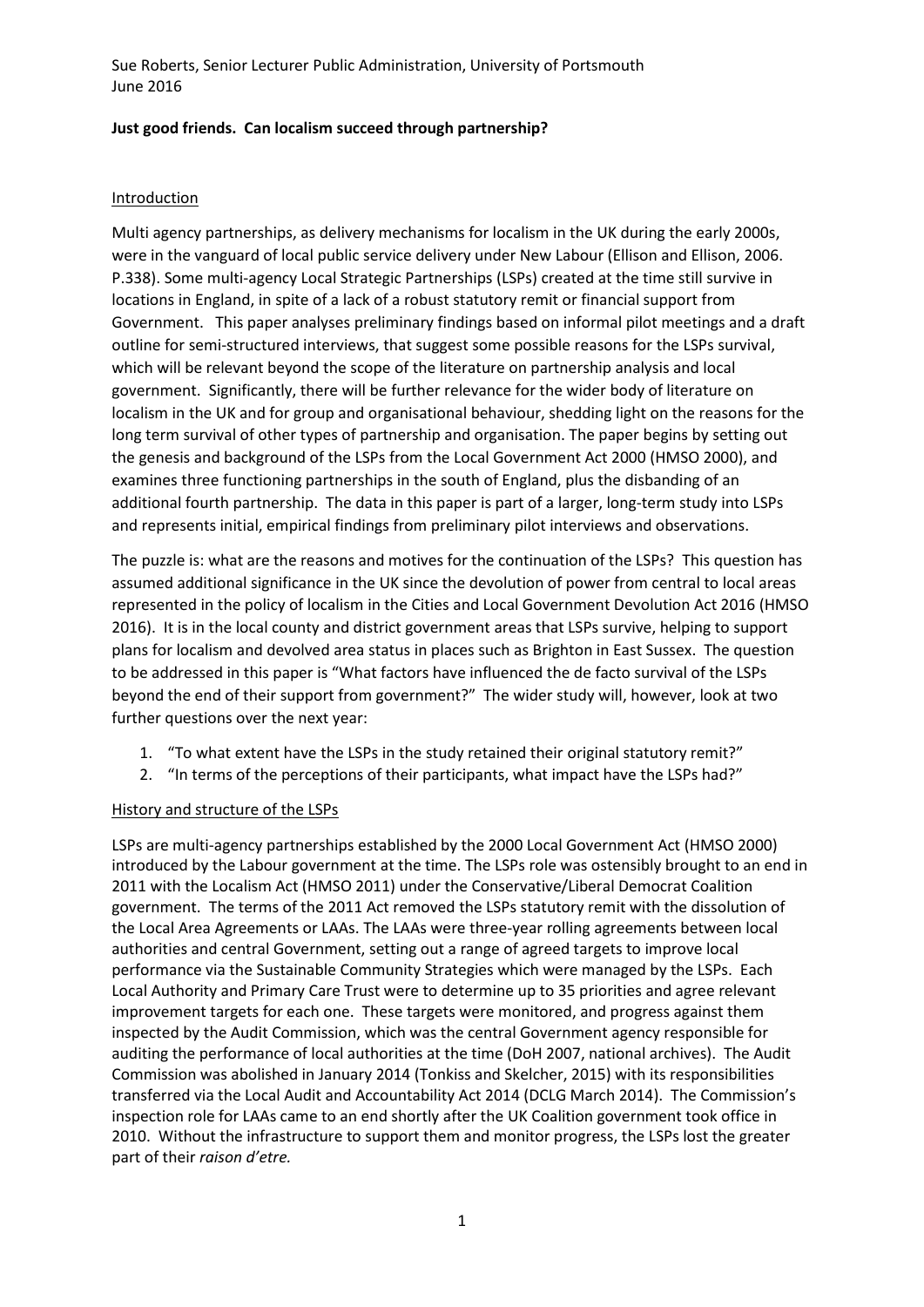Sue Roberts, Senior Lecturer Public Administration, University of Portsmouth
June 2016

**Just good friends. Can localism succeed through partnership?**

## Introduction

Multi agency partnerships, as delivery mechanisms for localism in the UK during the early 2000s, were in the vanguard of local public service delivery under New Labour (Ellison and Ellison, 2006. P.338). Some multi-agency Local Strategic Partnerships (LSPs) created at the time still survive in locations in England, in spite of a lack of a robust statutory remit or financial support from Government. This paper analyses preliminary findings based on informal pilot meetings and a draft outline for semi-structured interviews, that suggest some possible reasons for the LSPs survival, which will be relevant beyond the scope of the literature on partnership analysis and local government. Significantly, there will be further relevance for the wider body of literature on localism in the UK and for group and organisational behaviour, shedding light on the reasons for the long term survival of other types of partnership and organisation. The paper begins by setting out the genesis and background of the LSPs from the Local Government Act 2000 (HMSO 2000), and examines three functioning partnerships in the south of England, plus the disbanding of an additional fourth partnership. The data in this paper is part of a larger, long-term study into LSPs and represents initial, empirical findings from preliminary pilot interviews and observations.

The puzzle is: what are the reasons and motives for the continuation of the LSPs? This question has assumed additional significance in the UK since the devolution of power from central to local areas represented in the policy of localism in the Cities and Local Government Devolution Act 2016 (HMSO 2016). It is in the local county and district government areas that LSPs survive, helping to support plans for localism and devolved area status in places such as Brighton in East Sussex. The question to be addressed in this paper is "What factors have influenced the de facto survival of the LSPs beyond the end of their support from government?" The wider study will, however, look at two further questions over the next year:

1. "To what extent have the LSPs in the study retained their original statutory remit?"
2. "In terms of the perceptions of their participants, what impact have the LSPs had?"

## History and structure of the LSPs

LSPs are multi-agency partnerships established by the 2000 Local Government Act (HMSO 2000) introduced by the Labour government at the time. The LSPs role was ostensibly brought to an end in 2011 with the Localism Act (HMSO 2011) under the Conservative/Liberal Democrat Coalition government. The terms of the 2011 Act removed the LSPs statutory remit with the dissolution of the Local Area Agreements or LAAs. The LAAs were three-year rolling agreements between local authorities and central Government, setting out a range of agreed targets to improve local performance via the Sustainable Community Strategies which were managed by the LSPs. Each Local Authority and Primary Care Trust were to determine up to 35 priorities and agree relevant improvement targets for each one. These targets were monitored, and progress against them inspected by the Audit Commission, which was the central Government agency responsible for auditing the performance of local authorities at the time (DoH 2007, national archives). The Audit Commission was abolished in January 2014 (Tonkiss and Skelcher, 2015) with its responsibilities transferred via the Local Audit and Accountability Act 2014 (DCLG March 2014). The Commission's inspection role for LAAs came to an end shortly after the UK Coalition government took office in 2010. Without the infrastructure to support them and monitor progress, the LSPs lost the greater part of their *raison d'etre.*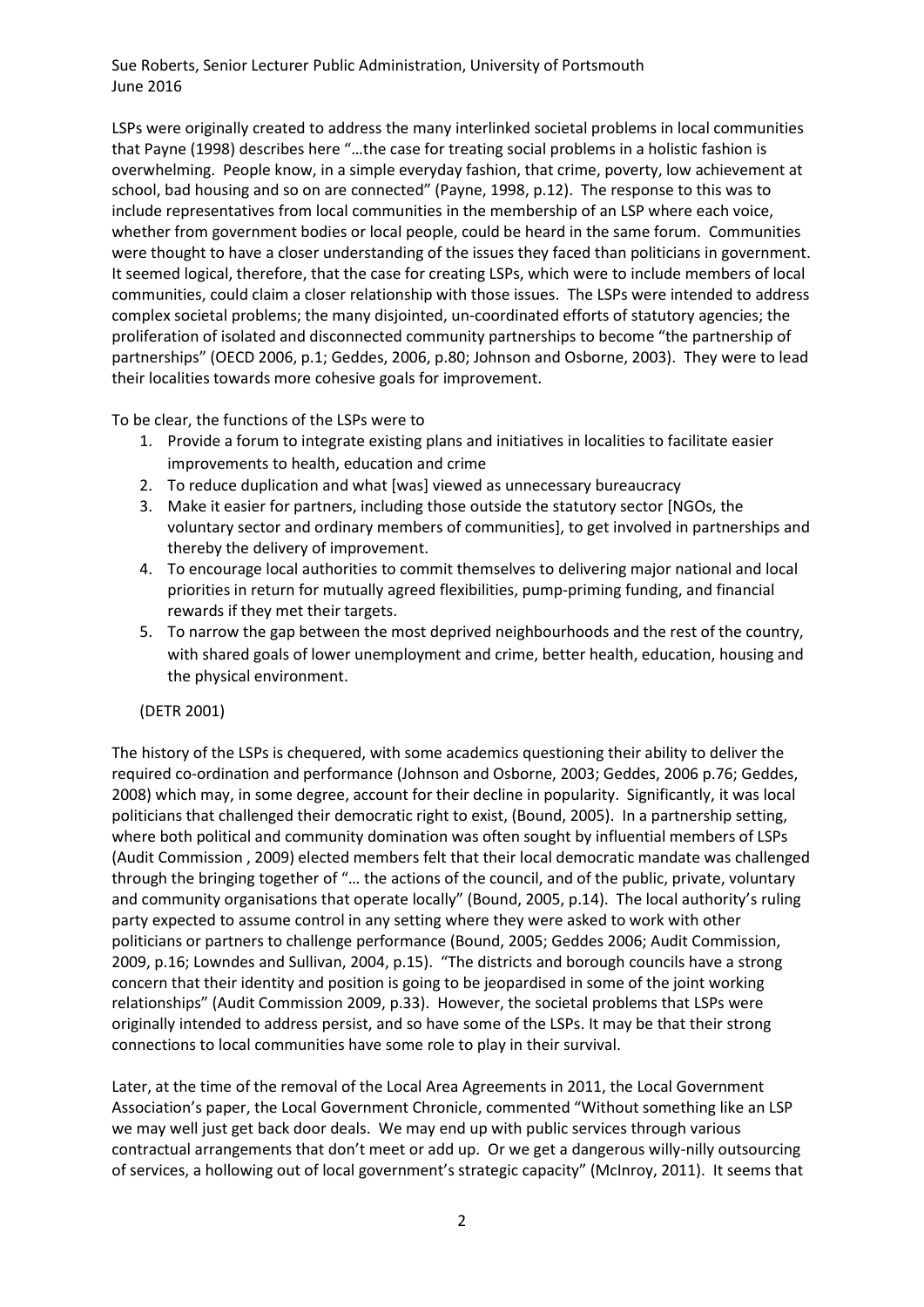LSPs were originally created to address the many interlinked societal problems in local communities that Payne (1998) describes here "…the case for treating social problems in a holistic fashion is overwhelming. People know, in a simple everyday fashion, that crime, poverty, low achievement at school, bad housing and so on are connected" (Payne, 1998, p.12). The response to this was to include representatives from local communities in the membership of an LSP where each voice, whether from government bodies or local people, could be heard in the same forum. Communities were thought to have a closer understanding of the issues they faced than politicians in government. It seemed logical, therefore, that the case for creating LSPs, which were to include members of local communities, could claim a closer relationship with those issues. The LSPs were intended to address complex societal problems; the many disjointed, un-coordinated efforts of statutory agencies; the proliferation of isolated and disconnected community partnerships to become "the partnership of partnerships" (OECD 2006, p.1; Geddes, 2006, p.80; Johnson and Osborne, 2003). They were to lead their localities towards more cohesive goals for improvement.

To be clear, the functions of the LSPs were to

1. Provide a forum to integrate existing plans and initiatives in localities to facilitate easier improvements to health, education and crime
2. To reduce duplication and what [was] viewed as unnecessary bureaucracy
3. Make it easier for partners, including those outside the statutory sector [NGOs, the voluntary sector and ordinary members of communities], to get involved in partnerships and thereby the delivery of improvement.
4. To encourage local authorities to commit themselves to delivering major national and local priorities in return for mutually agreed flexibilities, pump-priming funding, and financial rewards if they met their targets.
5. To narrow the gap between the most deprived neighbourhoods and the rest of the country, with shared goals of lower unemployment and crime, better health, education, housing and the physical environment.

(DETR 2001)

The history of the LSPs is chequered, with some academics questioning their ability to deliver the required co-ordination and performance (Johnson and Osborne, 2003; Geddes, 2006 p.76; Geddes, 2008) which may, in some degree, account for their decline in popularity. Significantly, it was local politicians that challenged their democratic right to exist, (Bound, 2005). In a partnership setting, where both political and community domination was often sought by influential members of LSPs (Audit Commission , 2009) elected members felt that their local democratic mandate was challenged through the bringing together of "… the actions of the council, and of the public, private, voluntary and community organisations that operate locally" (Bound, 2005, p.14). The local authority's ruling party expected to assume control in any setting where they were asked to work with other politicians or partners to challenge performance (Bound, 2005; Geddes 2006; Audit Commission, 2009, p.16; Lowndes and Sullivan, 2004, p.15). "The districts and borough councils have a strong concern that their identity and position is going to be jeopardised in some of the joint working relationships" (Audit Commission 2009, p.33). However, the societal problems that LSPs were originally intended to address persist, and so have some of the LSPs. It may be that their strong connections to local communities have some role to play in their survival.

Later, at the time of the removal of the Local Area Agreements in 2011, the Local Government Association's paper, the Local Government Chronicle, commented "Without something like an LSP we may well just get back door deals. We may end up with public services through various contractual arrangements that don't meet or add up. Or we get a dangerous willy-nilly outsourcing of services, a hollowing out of local government's strategic capacity" (McInroy, 2011). It seems that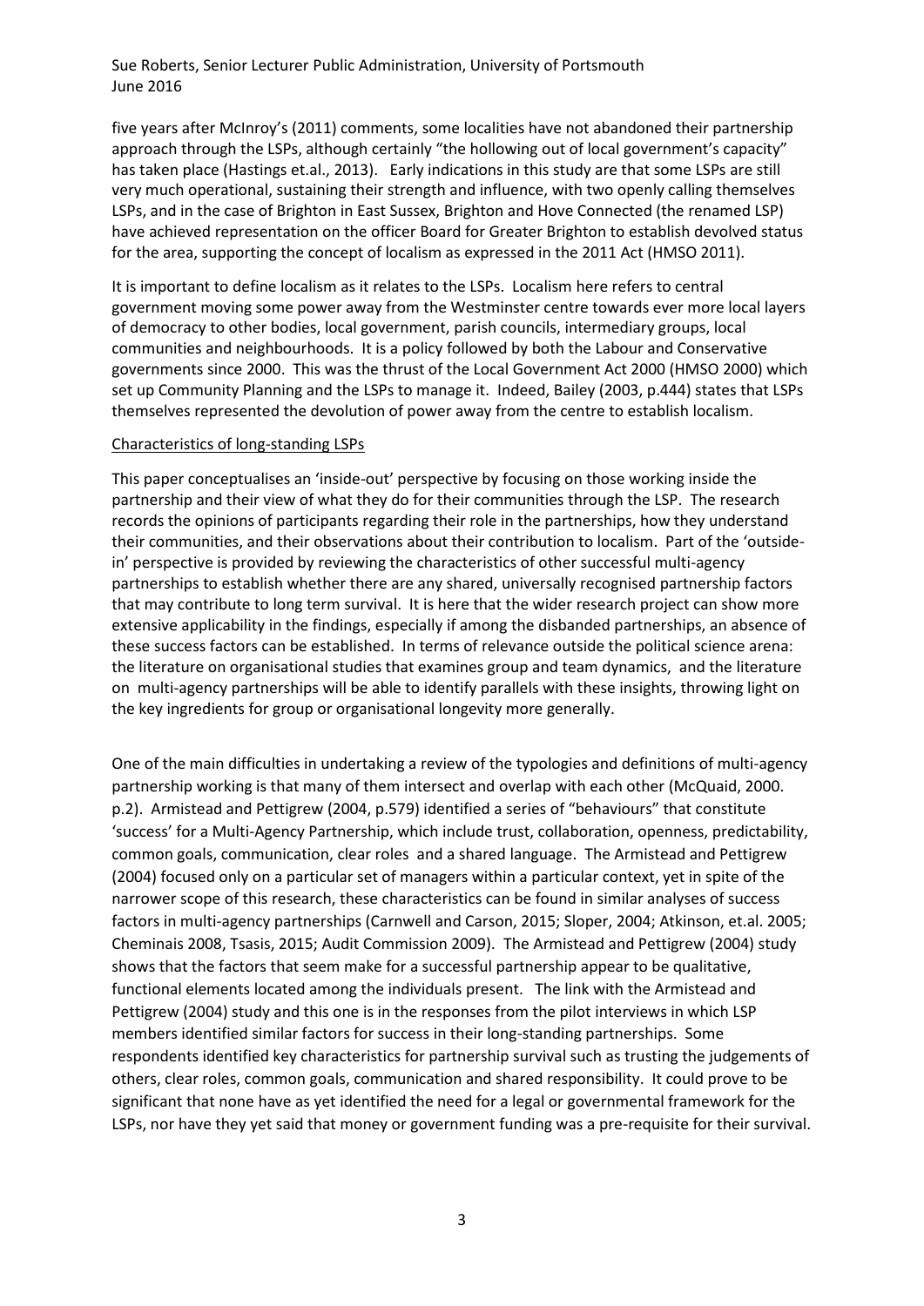five years after McInroy's (2011) comments, some localities have not abandoned their partnership approach through the LSPs, although certainly "the hollowing out of local government's capacity" has taken place (Hastings et.al., 2013). Early indications in this study are that some LSPs are still very much operational, sustaining their strength and influence, with two openly calling themselves LSPs, and in the case of Brighton in East Sussex, Brighton and Hove Connected (the renamed LSP) have achieved representation on the officer Board for Greater Brighton to establish devolved status for the area, supporting the concept of localism as expressed in the 2011 Act (HMSO 2011).

It is important to define localism as it relates to the LSPs. Localism here refers to central government moving some power away from the Westminster centre towards ever more local layers of democracy to other bodies, local government, parish councils, intermediary groups, local communities and neighbourhoods. It is a policy followed by both the Labour and Conservative governments since 2000. This was the thrust of the Local Government Act 2000 (HMSO 2000) which set up Community Planning and the LSPs to manage it. Indeed, Bailey (2003, p.444) states that LSPs themselves represented the devolution of power away from the centre to establish localism.

## Characteristics of long-standing LSPs

This paper conceptualises an 'inside-out' perspective by focusing on those working inside the partnership and their view of what they do for their communities through the LSP. The research records the opinions of participants regarding their role in the partnerships, how they understand their communities, and their observations about their contribution to localism. Part of the 'outside-in' perspective is provided by reviewing the characteristics of other successful multi-agency partnerships to establish whether there are any shared, universally recognised partnership factors that may contribute to long term survival. It is here that the wider research project can show more extensive applicability in the findings, especially if among the disbanded partnerships, an absence of these success factors can be established. In terms of relevance outside the political science arena: the literature on organisational studies that examines group and team dynamics, and the literature on multi-agency partnerships will be able to identify parallels with these insights, throwing light on the key ingredients for group or organisational longevity more generally.

One of the main difficulties in undertaking a review of the typologies and definitions of multi-agency partnership working is that many of them intersect and overlap with each other (McQuaid, 2000. p.2). Armistead and Pettigrew (2004, p.579) identified a series of "behaviours" that constitute 'success' for a Multi-Agency Partnership, which include trust, collaboration, openness, predictability, common goals, communication, clear roles and a shared language. The Armistead and Pettigrew (2004) focused only on a particular set of managers within a particular context, yet in spite of the narrower scope of this research, these characteristics can be found in similar analyses of success factors in multi-agency partnerships (Carnwell and Carson, 2015; Sloper, 2004; Atkinson, et.al. 2005; Cheminais 2008, Tsasis, 2015; Audit Commission 2009). The Armistead and Pettigrew (2004) study shows that the factors that seem make for a successful partnership appear to be qualitative, functional elements located among the individuals present. The link with the Armistead and Pettigrew (2004) study and this one is in the responses from the pilot interviews in which LSP members identified similar factors for success in their long-standing partnerships. Some respondents identified key characteristics for partnership survival such as trusting the judgements of others, clear roles, common goals, communication and shared responsibility. It could prove to be significant that none have as yet identified the need for a legal or governmental framework for the LSPs, nor have they yet said that money or government funding was a pre-requisite for their survival.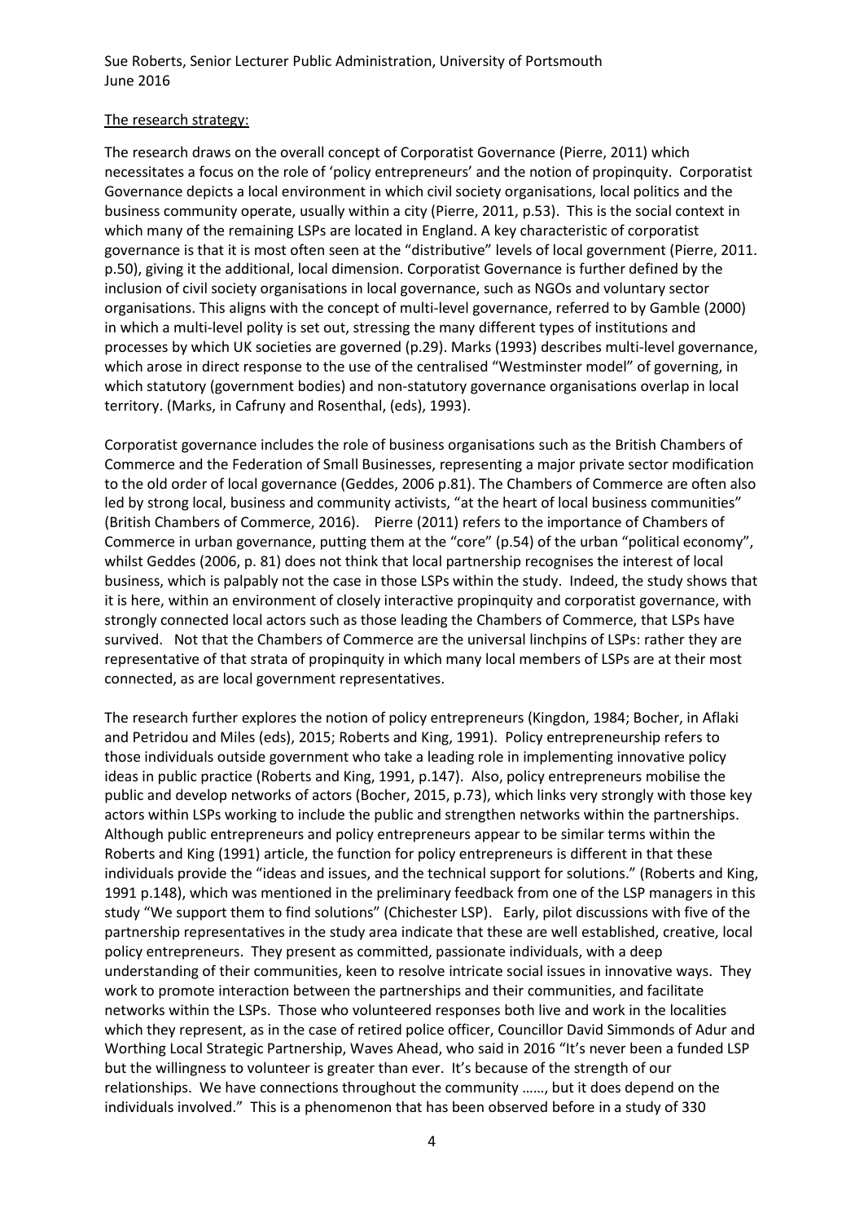The research strategy:

The research draws on the overall concept of Corporatist Governance (Pierre, 2011) which necessitates a focus on the role of 'policy entrepreneurs' and the notion of propinquity. Corporatist Governance depicts a local environment in which civil society organisations, local politics and the business community operate, usually within a city (Pierre, 2011, p.53). This is the social context in which many of the remaining LSPs are located in England. A key characteristic of corporatist governance is that it is most often seen at the "distributive" levels of local government (Pierre, 2011. p.50), giving it the additional, local dimension. Corporatist Governance is further defined by the inclusion of civil society organisations in local governance, such as NGOs and voluntary sector organisations. This aligns with the concept of multi-level governance, referred to by Gamble (2000) in which a multi-level polity is set out, stressing the many different types of institutions and processes by which UK societies are governed (p.29). Marks (1993) describes multi-level governance, which arose in direct response to the use of the centralised "Westminster model" of governing, in which statutory (government bodies) and non-statutory governance organisations overlap in local territory. (Marks, in Cafruny and Rosenthal, (eds), 1993).

Corporatist governance includes the role of business organisations such as the British Chambers of Commerce and the Federation of Small Businesses, representing a major private sector modification to the old order of local governance (Geddes, 2006 p.81). The Chambers of Commerce are often also led by strong local, business and community activists, "at the heart of local business communities" (British Chambers of Commerce, 2016). Pierre (2011) refers to the importance of Chambers of Commerce in urban governance, putting them at the "core" (p.54) of the urban "political economy", whilst Geddes (2006, p. 81) does not think that local partnership recognises the interest of local business, which is palpably not the case in those LSPs within the study. Indeed, the study shows that it is here, within an environment of closely interactive propinquity and corporatist governance, with strongly connected local actors such as those leading the Chambers of Commerce, that LSPs have survived. Not that the Chambers of Commerce are the universal linchpins of LSPs: rather they are representative of that strata of propinquity in which many local members of LSPs are at their most connected, as are local government representatives.

The research further explores the notion of policy entrepreneurs (Kingdon, 1984; Bocher, in Aflaki and Petridou and Miles (eds), 2015; Roberts and King, 1991). Policy entrepreneurship refers to those individuals outside government who take a leading role in implementing innovative policy ideas in public practice (Roberts and King, 1991, p.147). Also, policy entrepreneurs mobilise the public and develop networks of actors (Bocher, 2015, p.73), which links very strongly with those key actors within LSPs working to include the public and strengthen networks within the partnerships. Although public entrepreneurs and policy entrepreneurs appear to be similar terms within the Roberts and King (1991) article, the function for policy entrepreneurs is different in that these individuals provide the "ideas and issues, and the technical support for solutions." (Roberts and King, 1991 p.148), which was mentioned in the preliminary feedback from one of the LSP managers in this study "We support them to find solutions" (Chichester LSP). Early, pilot discussions with five of the partnership representatives in the study area indicate that these are well established, creative, local policy entrepreneurs. They present as committed, passionate individuals, with a deep understanding of their communities, keen to resolve intricate social issues in innovative ways. They work to promote interaction between the partnerships and their communities, and facilitate networks within the LSPs. Those who volunteered responses both live and work in the localities which they represent, as in the case of retired police officer, Councillor David Simmonds of Adur and Worthing Local Strategic Partnership, Waves Ahead, who said in 2016 "It's never been a funded LSP but the willingness to volunteer is greater than ever. It's because of the strength of our relationships. We have connections throughout the community ……, but it does depend on the individuals involved." This is a phenomenon that has been observed before in a study of 330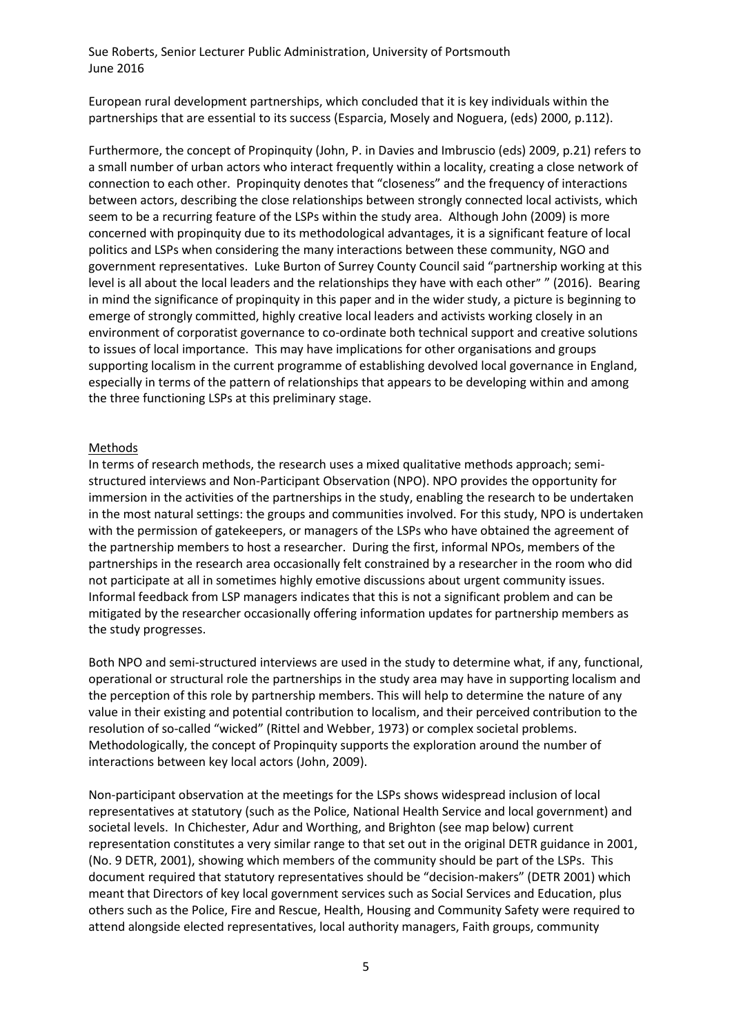European rural development partnerships, which concluded that it is key individuals within the partnerships that are essential to its success (Esparcia, Mosely and Noguera, (eds) 2000, p.112).

Furthermore, the concept of Propinquity (John, P. in Davies and Imbruscio (eds) 2009, p.21) refers to a small number of urban actors who interact frequently within a locality, creating a close network of connection to each other. Propinquity denotes that "closeness" and the frequency of interactions between actors, describing the close relationships between strongly connected local activists, which seem to be a recurring feature of the LSPs within the study area. Although John (2009) is more concerned with propinquity due to its methodological advantages, it is a significant feature of local politics and LSPs when considering the many interactions between these community, NGO and government representatives. Luke Burton of Surrey County Council said "partnership working at this level is all about the local leaders and the relationships they have with each other" " (2016). Bearing in mind the significance of propinquity in this paper and in the wider study, a picture is beginning to emerge of strongly committed, highly creative local leaders and activists working closely in an environment of corporatist governance to co-ordinate both technical support and creative solutions to issues of local importance. This may have implications for other organisations and groups supporting localism in the current programme of establishing devolved local governance in England, especially in terms of the pattern of relationships that appears to be developing within and among the three functioning LSPs at this preliminary stage.

## Methods

In terms of research methods, the research uses a mixed qualitative methods approach; semi-structured interviews and Non-Participant Observation (NPO). NPO provides the opportunity for immersion in the activities of the partnerships in the study, enabling the research to be undertaken in the most natural settings: the groups and communities involved. For this study, NPO is undertaken with the permission of gatekeepers, or managers of the LSPs who have obtained the agreement of the partnership members to host a researcher. During the first, informal NPOs, members of the partnerships in the research area occasionally felt constrained by a researcher in the room who did not participate at all in sometimes highly emotive discussions about urgent community issues. Informal feedback from LSP managers indicates that this is not a significant problem and can be mitigated by the researcher occasionally offering information updates for partnership members as the study progresses.

Both NPO and semi-structured interviews are used in the study to determine what, if any, functional, operational or structural role the partnerships in the study area may have in supporting localism and the perception of this role by partnership members. This will help to determine the nature of any value in their existing and potential contribution to localism, and their perceived contribution to the resolution of so-called "wicked" (Rittel and Webber, 1973) or complex societal problems. Methodologically, the concept of Propinquity supports the exploration around the number of interactions between key local actors (John, 2009).

Non-participant observation at the meetings for the LSPs shows widespread inclusion of local representatives at statutory (such as the Police, National Health Service and local government) and societal levels. In Chichester, Adur and Worthing, and Brighton (see map below) current representation constitutes a very similar range to that set out in the original DETR guidance in 2001, (No. 9 DETR, 2001), showing which members of the community should be part of the LSPs. This document required that statutory representatives should be "decision-makers" (DETR 2001) which meant that Directors of key local government services such as Social Services and Education, plus others such as the Police, Fire and Rescue, Health, Housing and Community Safety were required to attend alongside elected representatives, local authority managers, Faith groups, community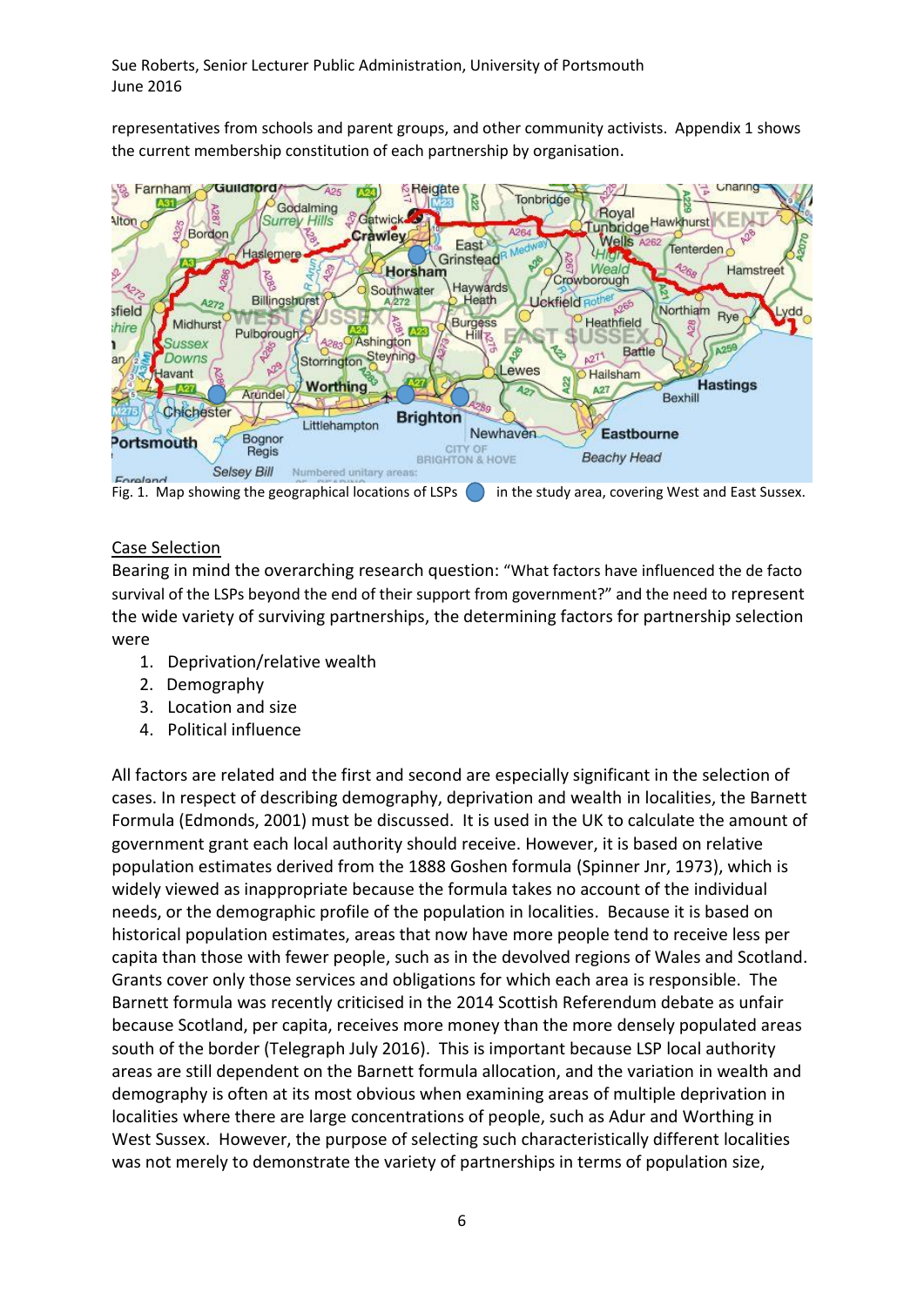representatives from schools and parent groups, and other community activists. Appendix 1 shows the current membership constitution of each partnership by organisation.

Fig. 1. Map showing the geographical locations of LSPs in the study area, covering West and East Sussex.

## Case Selection

Bearing in mind the overarching research question: "What factors have influenced the de facto survival of the LSPs beyond the end of their support from government?" and the need to represent the wide variety of surviving partnerships, the determining factors for partnership selection were

1. Deprivation/relative wealth
2. Demography
3. Location and size
4. Political influence

All factors are related and the first and second are especially significant in the selection of cases. In respect of describing demography, deprivation and wealth in localities, the Barnett Formula (Edmonds, 2001) must be discussed. It is used in the UK to calculate the amount of government grant each local authority should receive. However, it is based on relative population estimates derived from the 1888 Goshen formula (Spinner Jnr, 1973), which is widely viewed as inappropriate because the formula takes no account of the individual needs, or the demographic profile of the population in localities. Because it is based on historical population estimates, areas that now have more people tend to receive less per capita than those with fewer people, such as in the devolved regions of Wales and Scotland. Grants cover only those services and obligations for which each area is responsible. The Barnett formula was recently criticised in the 2014 Scottish Referendum debate as unfair because Scotland, per capita, receives more money than the more densely populated areas south of the border (Telegraph July 2016). This is important because LSP local authority areas are still dependent on the Barnett formula allocation, and the variation in wealth and demography is often at its most obvious when examining areas of multiple deprivation in localities where there are large concentrations of people, such as Adur and Worthing in West Sussex. However, the purpose of selecting such characteristically different localities was not merely to demonstrate the variety of partnerships in terms of population size,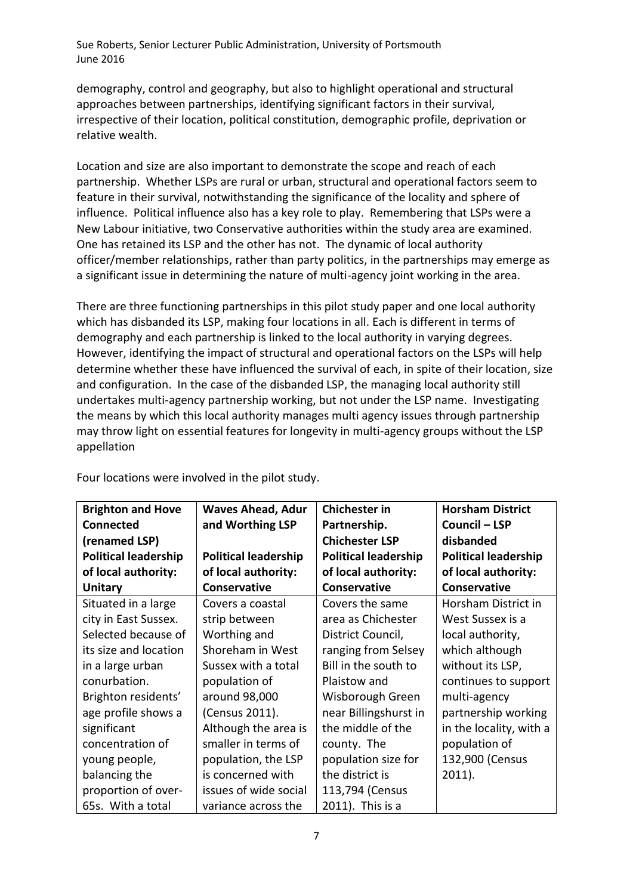demography, control and geography, but also to highlight operational and structural approaches between partnerships, identifying significant factors in their survival, irrespective of their location, political constitution, demographic profile, deprivation or relative wealth.

Location and size are also important to demonstrate the scope and reach of each partnership. Whether LSPs are rural or urban, structural and operational factors seem to feature in their survival, notwithstanding the significance of the locality and sphere of influence. Political influence also has a key role to play. Remembering that LSPs were a New Labour initiative, two Conservative authorities within the study area are examined. One has retained its LSP and the other has not. The dynamic of local authority officer/member relationships, rather than party politics, in the partnerships may emerge as a significant issue in determining the nature of multi-agency joint working in the area.

There are three functioning partnerships in this pilot study paper and one local authority which has disbanded its LSP, making four locations in all. Each is different in terms of demography and each partnership is linked to the local authority in varying degrees. However, identifying the impact of structural and operational factors on the LSPs will help determine whether these have influenced the survival of each, in spite of their location, size and configuration. In the case of the disbanded LSP, the managing local authority still undertakes multi-agency partnership working, but not under the LSP name. Investigating the means by which this local authority manages multi agency issues through partnership may throw light on essential features for longevity in multi-agency groups without the LSP appellation

Four locations were involved in the pilot study.

| **Brighton and Hove Connected (renamed LSP)**<br>**Political leadership of local authority: Unitary** | **Waves Ahead, Adur and Worthing LSP**<br>**Political leadership of local authority: Conservative** | **Chichester in Partnership. Chichester LSP**<br>**Political leadership of local authority: Conservative** | **Horsham District Council – LSP disbanded**<br>**Political leadership of local authority: Conservative** |
|---|---|---|---|
| Situated in a large city in East Sussex. Selected because of its size and location in a large urban conurbation. Brighton residents' age profile shows a significant concentration of young people, balancing the proportion of over-65s. With a total | Covers a coastal strip between Worthing and Shoreham in West Sussex with a total population of around 98,000 (Census 2011). Although the area is smaller in terms of population, the LSP is concerned with issues of wide social variance across the | Covers the same area as Chichester District Council, ranging from Selsey Bill in the south to Plaistow and Wisborough Green near Billingshurst in the middle of the county. The population size for the district is 113,794 (Census 2011). This is a | Horsham District in West Sussex is a local authority, which although without its LSP, continues to support multi-agency partnership working in the locality, with a population of 132,900 (Census 2011). |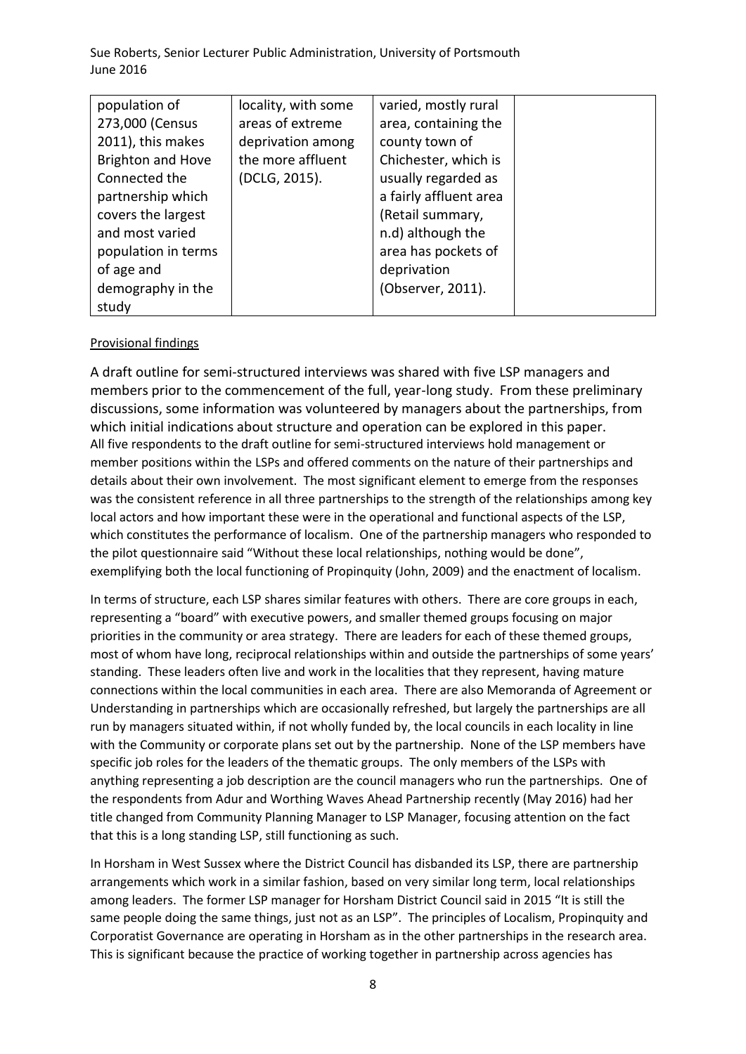| population of 273,000 (Census 2011), this makes Brighton and Hove Connected the partnership which covers the largest and most varied population in terms of age and demography in the study | locality, with some areas of extreme deprivation among the more affluent (DCLG, 2015). | varied, mostly rural area, containing the county town of Chichester, which is usually regarded as a fairly affluent area (Retail summary, n.d) although the area has pockets of deprivation (Observer, 2011). | |
|---|---|---|---|

Provisional findings

A draft outline for semi-structured interviews was shared with five LSP managers and members prior to the commencement of the full, year-long study. From these preliminary discussions, some information was volunteered by managers about the partnerships, from which initial indications about structure and operation can be explored in this paper. All five respondents to the draft outline for semi-structured interviews hold management or member positions within the LSPs and offered comments on the nature of their partnerships and details about their own involvement. The most significant element to emerge from the responses was the consistent reference in all three partnerships to the strength of the relationships among key local actors and how important these were in the operational and functional aspects of the LSP, which constitutes the performance of localism. One of the partnership managers who responded to the pilot questionnaire said "Without these local relationships, nothing would be done", exemplifying both the local functioning of Propinquity (John, 2009) and the enactment of localism.

In terms of structure, each LSP shares similar features with others. There are core groups in each, representing a "board" with executive powers, and smaller themed groups focusing on major priorities in the community or area strategy. There are leaders for each of these themed groups, most of whom have long, reciprocal relationships within and outside the partnerships of some years' standing. These leaders often live and work in the localities that they represent, having mature connections within the local communities in each area. There are also Memoranda of Agreement or Understanding in partnerships which are occasionally refreshed, but largely the partnerships are all run by managers situated within, if not wholly funded by, the local councils in each locality in line with the Community or corporate plans set out by the partnership. None of the LSP members have specific job roles for the leaders of the thematic groups. The only members of the LSPs with anything representing a job description are the council managers who run the partnerships. One of the respondents from Adur and Worthing Waves Ahead Partnership recently (May 2016) had her title changed from Community Planning Manager to LSP Manager, focusing attention on the fact that this is a long standing LSP, still functioning as such.

In Horsham in West Sussex where the District Council has disbanded its LSP, there are partnership arrangements which work in a similar fashion, based on very similar long term, local relationships among leaders. The former LSP manager for Horsham District Council said in 2015 "It is still the same people doing the same things, just not as an LSP". The principles of Localism, Propinquity and Corporatist Governance are operating in Horsham as in the other partnerships in the research area. This is significant because the practice of working together in partnership across agencies has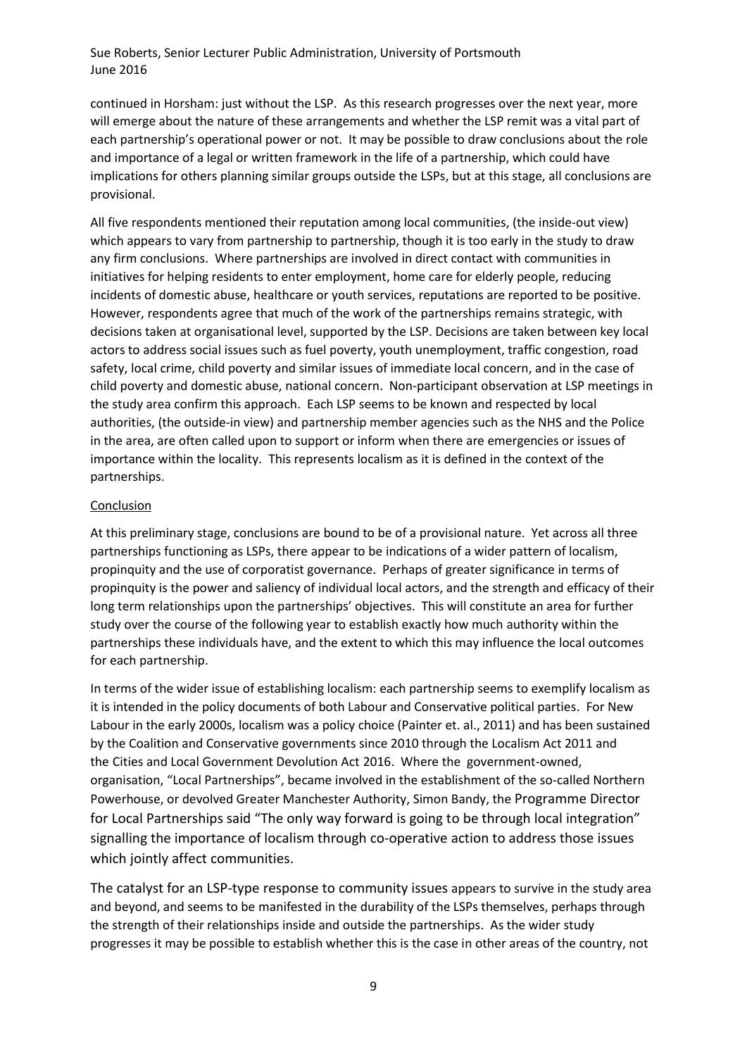continued in Horsham: just without the LSP. As this research progresses over the next year, more will emerge about the nature of these arrangements and whether the LSP remit was a vital part of each partnership's operational power or not. It may be possible to draw conclusions about the role and importance of a legal or written framework in the life of a partnership, which could have implications for others planning similar groups outside the LSPs, but at this stage, all conclusions are provisional.

All five respondents mentioned their reputation among local communities, (the inside-out view) which appears to vary from partnership to partnership, though it is too early in the study to draw any firm conclusions. Where partnerships are involved in direct contact with communities in initiatives for helping residents to enter employment, home care for elderly people, reducing incidents of domestic abuse, healthcare or youth services, reputations are reported to be positive. However, respondents agree that much of the work of the partnerships remains strategic, with decisions taken at organisational level, supported by the LSP. Decisions are taken between key local actors to address social issues such as fuel poverty, youth unemployment, traffic congestion, road safety, local crime, child poverty and similar issues of immediate local concern, and in the case of child poverty and domestic abuse, national concern. Non-participant observation at LSP meetings in the study area confirm this approach. Each LSP seems to be known and respected by local authorities, (the outside-in view) and partnership member agencies such as the NHS and the Police in the area, are often called upon to support or inform when there are emergencies or issues of importance within the locality. This represents localism as it is defined in the context of the partnerships.

## Conclusion

At this preliminary stage, conclusions are bound to be of a provisional nature. Yet across all three partnerships functioning as LSPs, there appear to be indications of a wider pattern of localism, propinquity and the use of corporatist governance. Perhaps of greater significance in terms of propinquity is the power and saliency of individual local actors, and the strength and efficacy of their long term relationships upon the partnerships' objectives. This will constitute an area for further study over the course of the following year to establish exactly how much authority within the partnerships these individuals have, and the extent to which this may influence the local outcomes for each partnership.

In terms of the wider issue of establishing localism: each partnership seems to exemplify localism as it is intended in the policy documents of both Labour and Conservative political parties. For New Labour in the early 2000s, localism was a policy choice (Painter et. al., 2011) and has been sustained by the Coalition and Conservative governments since 2010 through the Localism Act 2011 and the Cities and Local Government Devolution Act 2016. Where the government-owned, organisation, "Local Partnerships", became involved in the establishment of the so-called Northern Powerhouse, or devolved Greater Manchester Authority, Simon Bandy, the Programme Director for Local Partnerships said "The only way forward is going to be through local integration" signalling the importance of localism through co-operative action to address those issues which jointly affect communities.

The catalyst for an LSP-type response to community issues appears to survive in the study area and beyond, and seems to be manifested in the durability of the LSPs themselves, perhaps through the strength of their relationships inside and outside the partnerships. As the wider study progresses it may be possible to establish whether this is the case in other areas of the country, not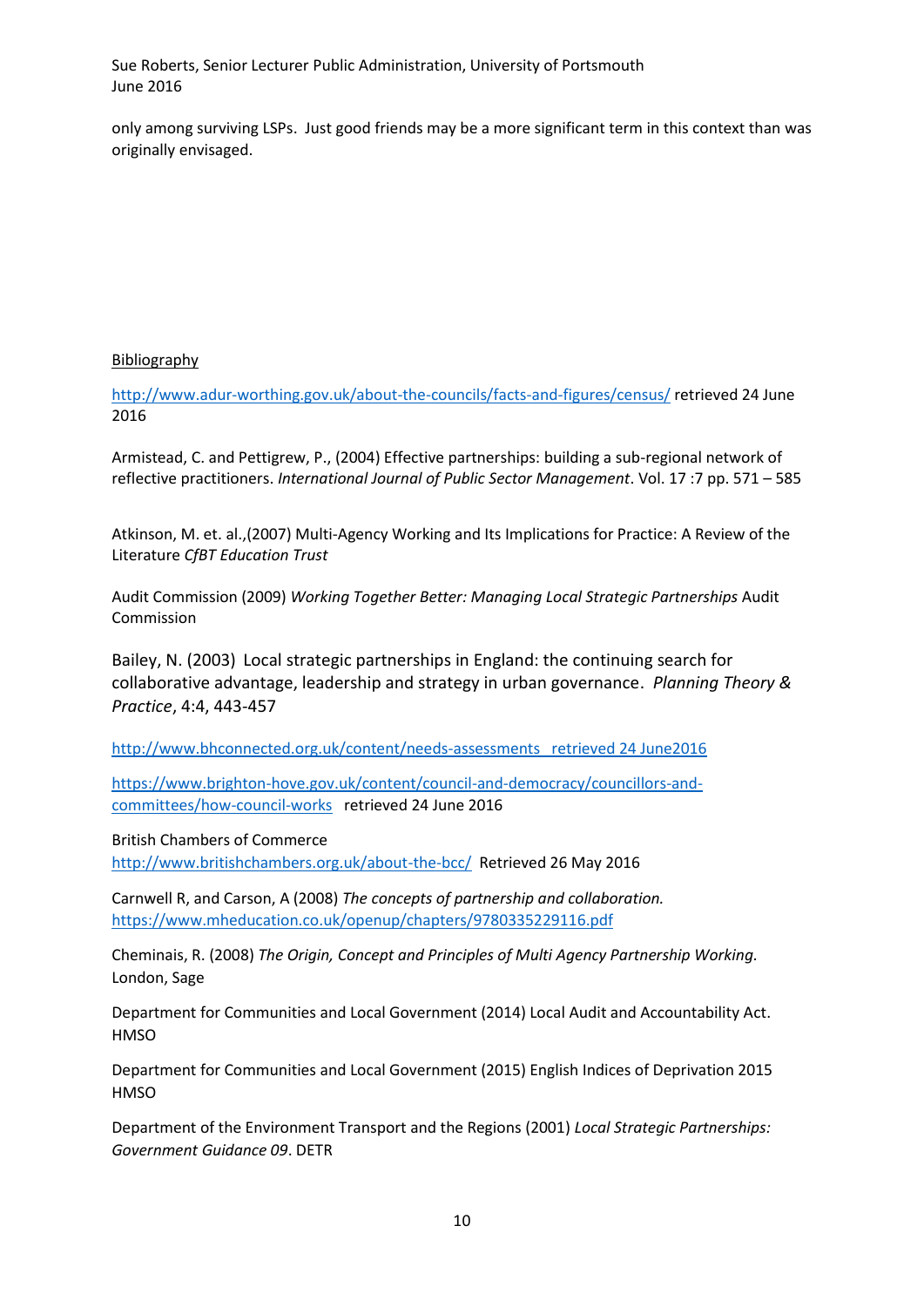only among surviving LSPs. Just good friends may be a more significant term in this context than was originally envisaged.

## Bibliography

http://www.adur-worthing.gov.uk/about-the-councils/facts-and-figures/census/ retrieved 24 June 2016

Armistead, C. and Pettigrew, P., (2004) Effective partnerships: building a sub-regional network of reflective practitioners. *International Journal of Public Sector Management*. Vol. 17 :7 pp. 571 – 585

Atkinson, M. et. al.,(2007) Multi-Agency Working and Its Implications for Practice: A Review of the Literature *CfBT Education Trust*

Audit Commission (2009) *Working Together Better: Managing Local Strategic Partnerships* Audit Commission

Bailey, N. (2003) Local strategic partnerships in England: the continuing search for collaborative advantage, leadership and strategy in urban governance. *Planning Theory & Practice*, 4:4, 443-457

http://www.bhconnected.org.uk/content/needs-assessments retrieved 24 June2016

https://www.brighton-hove.gov.uk/content/council-and-democracy/councillors-and-committees/how-council-works retrieved 24 June 2016

British Chambers of Commerce
http://www.britishchambers.org.uk/about-the-bcc/ Retrieved 26 May 2016

Carnwell R, and Carson, A (2008) *The concepts of partnership and collaboration.* https://www.mheducation.co.uk/openup/chapters/9780335229116.pdf

Cheminais, R. (2008) *The Origin, Concept and Principles of Multi Agency Partnership Working.* London, Sage

Department for Communities and Local Government (2014) Local Audit and Accountability Act. HMSO

Department for Communities and Local Government (2015) English Indices of Deprivation 2015 HMSO

Department of the Environment Transport and the Regions (2001) *Local Strategic Partnerships: Government Guidance 09*. DETR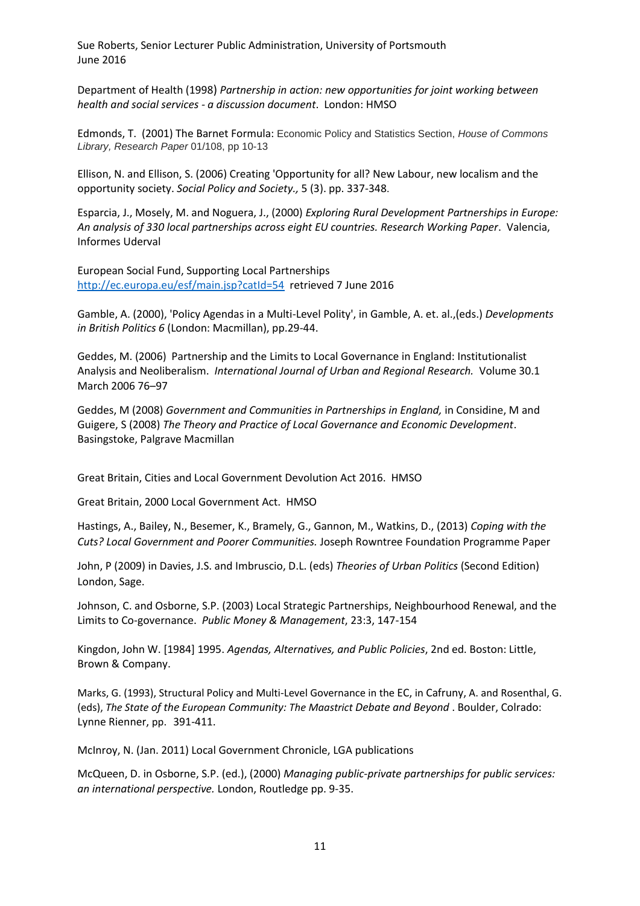Department of Health (1998) *Partnership in action: new opportunities for joint working between health and social services - a discussion document*. London: HMSO

Edmonds, T. (2001) The Barnet Formula: Economic Policy and Statistics Section, *House of Commons Library, Research Paper* 01/108, pp 10-13

Ellison, N. and Ellison, S. (2006) Creating 'Opportunity for all? New Labour, new localism and the opportunity society. *Social Policy and Society.,* 5 (3). pp. 337-348.

Esparcia, J., Mosely, M. and Noguera, J., (2000) *Exploring Rural Development Partnerships in Europe: An analysis of 330 local partnerships across eight EU countries. Research Working Paper*. Valencia, Informes Uderval

European Social Fund, Supporting Local Partnerships http://ec.europa.eu/esf/main.jsp?catId=54 retrieved 7 June 2016

Gamble, A. (2000), 'Policy Agendas in a Multi-Level Polity', in Gamble, A. et. al.,(eds.) *Developments in British Politics 6* (London: Macmillan), pp.29-44.

Geddes, M. (2006) Partnership and the Limits to Local Governance in England: Institutionalist Analysis and Neoliberalism. *International Journal of Urban and Regional Research.* Volume 30.1 March 2006 76–97

Geddes, M (2008) *Government and Communities in Partnerships in England,* in Considine, M and Guigere, S (2008) *The Theory and Practice of Local Governance and Economic Development*. Basingstoke, Palgrave Macmillan

Great Britain, Cities and Local Government Devolution Act 2016. HMSO

Great Britain, 2000 Local Government Act. HMSO

Hastings, A., Bailey, N., Besemer, K., Bramely, G., Gannon, M., Watkins, D., (2013) *Coping with the Cuts? Local Government and Poorer Communities.* Joseph Rowntree Foundation Programme Paper

John, P (2009) in Davies, J.S. and Imbruscio, D.L. (eds) *Theories of Urban Politics* (Second Edition) London, Sage.

Johnson, C. and Osborne, S.P. (2003) Local Strategic Partnerships, Neighbourhood Renewal, and the Limits to Co-governance. *Public Money & Management*, 23:3, 147-154

Kingdon, John W. [1984] 1995. *Agendas, Alternatives, and Public Policies*, 2nd ed. Boston: Little, Brown & Company.

Marks, G. (1993), Structural Policy and Multi-Level Governance in the EC, in Cafruny, A. and Rosenthal, G. (eds), *The State of the European Community: The Maastrict Debate and Beyond* . Boulder, Colrado: Lynne Rienner, pp. 391-411.

McInroy, N. (Jan. 2011) Local Government Chronicle, LGA publications

McQueen, D. in Osborne, S.P. (ed.), (2000) *Managing public-private partnerships for public services: an international perspective.* London, Routledge pp. 9-35.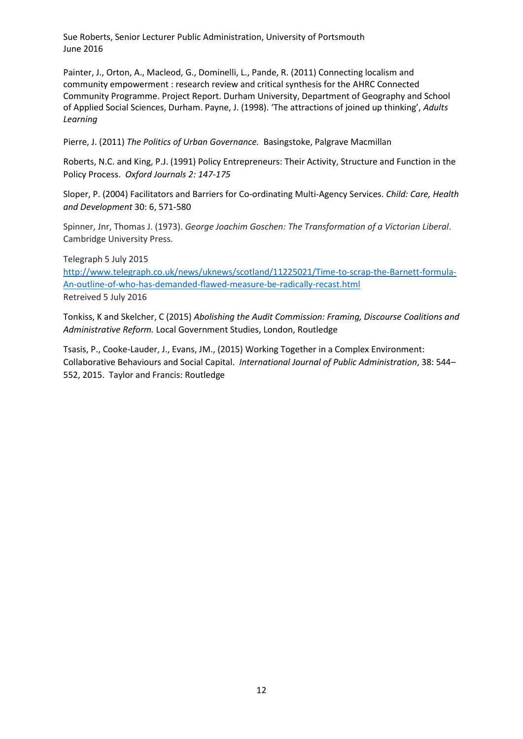Painter, J., Orton, A., Macleod, G., Dominelli, L., Pande, R. (2011) Connecting localism and community empowerment : research review and critical synthesis for the AHRC Connected Community Programme. Project Report. Durham University, Department of Geography and School of Applied Social Sciences, Durham. Payne, J. (1998). 'The attractions of joined up thinking', *Adults Learning*

Pierre, J. (2011) *The Politics of Urban Governance.* Basingstoke, Palgrave Macmillan

Roberts, N.C. and King, P.J. (1991) Policy Entrepreneurs: Their Activity, Structure and Function in the Policy Process. *Oxford Journals 2: 147-175*

Sloper, P. (2004) Facilitators and Barriers for Co-ordinating Multi-Agency Services. *Child: Care, Health and Development* 30: 6, 571-580

Spinner, Jnr, Thomas J. (1973). *George Joachim Goschen: The Transformation of a Victorian Liberal*. Cambridge University Press.

Telegraph 5 July 2015
[http://www.telegraph.co.uk/news/uknews/scotland/11225021/Time-to-scrap-the-Barnett-formula-An-outline-of-who-has-demanded-flawed-measure-be-radically-recast.html](http://www.telegraph.co.uk/news/uknews/scotland/11225021/Time-to-scrap-the-Barnett-formula-An-outline-of-who-has-demanded-flawed-measure-be-radically-recast.html)
Retreived 5 July 2016

Tonkiss, K and Skelcher, C (2015) *Abolishing the Audit Commission: Framing, Discourse Coalitions and Administrative Reform.* Local Government Studies, London, Routledge

Tsasis, P., Cooke-Lauder, J., Evans, JM., (2015) Working Together in a Complex Environment: Collaborative Behaviours and Social Capital. *International Journal of Public Administration*, 38: 544–552, 2015. Taylor and Francis: Routledge